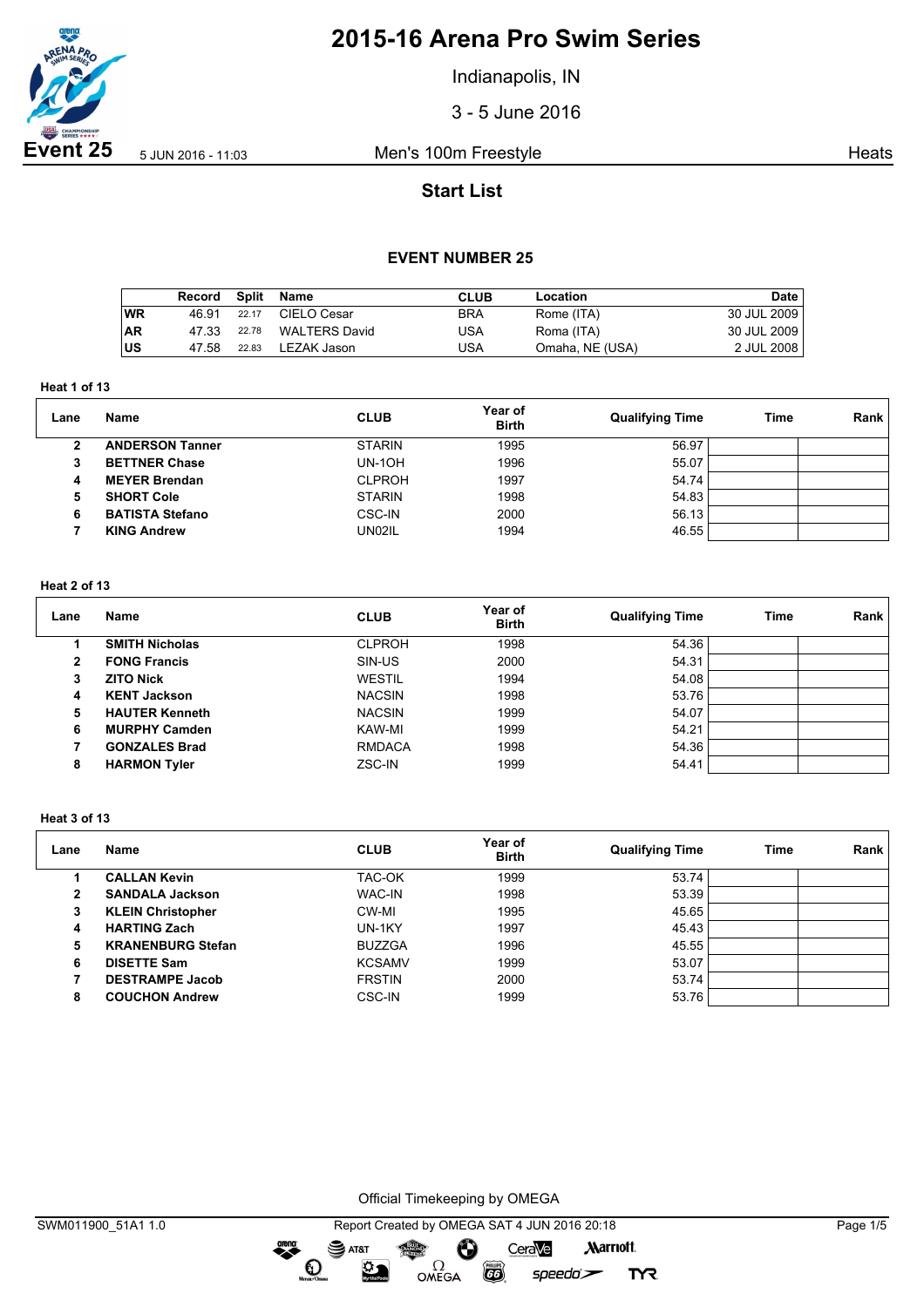# 2015-16 Arena Pro Swim Series

Indianapolis, IN

3 - 5 June 2016

**Event 25** 5 JUN 2016 - 11:03 Men's 100m Freestyle Heats

## Start List

### EVENT NUMBER 25

| | Record | Split | Name | CLUB | Location | Date |
|---|---|---|---|---|---|---|
| WR | 46.91 | 22.17 | CIELO Cesar | BRA | Rome (ITA) | 30 JUL 2009 |
| AR | 47.33 | 22.78 | WALTERS David | USA | Roma (ITA) | 30 JUL 2009 |
| US | 47.58 | 22.83 | LEZAK Jason | USA | Omaha, NE (USA) | 2 JUL 2008 |

**Heat 1 of 13**

| Lane | Name | CLUB | Year of Birth | Qualifying Time | Time | Rank |
|---|---|---|---|---|---|---|
| 2 | **ANDERSON Tanner** | STARIN | 1995 | 56.97 | | |
| 3 | **BETTNER Chase** | UN-1OH | 1996 | 55.07 | | |
| 4 | **MEYER Brendan** | CLPROH | 1997 | 54.74 | | |
| 5 | **SHORT Cole** | STARIN | 1998 | 54.83 | | |
| 6 | **BATISTA Stefano** | CSC-IN | 2000 | 56.13 | | |
| 7 | **KING Andrew** | UN02IL | 1994 | 46.55 | | |

**Heat 2 of 13**

| Lane | Name | CLUB | Year of Birth | Qualifying Time | Time | Rank |
|---|---|---|---|---|---|---|
| 1 | **SMITH Nicholas** | CLPROH | 1998 | 54.36 | | |
| 2 | **FONG Francis** | SIN-US | 2000 | 54.31 | | |
| 3 | **ZITO Nick** | WESTIL | 1994 | 54.08 | | |
| 4 | **KENT Jackson** | NACSIN | 1998 | 53.76 | | |
| 5 | **HAUTER Kenneth** | NACSIN | 1999 | 54.07 | | |
| 6 | **MURPHY Camden** | KAW-MI | 1999 | 54.21 | | |
| 7 | **GONZALES Brad** | RMDACA | 1998 | 54.36 | | |
| 8 | **HARMON Tyler** | ZSC-IN | 1999 | 54.41 | | |

**Heat 3 of 13**

| Lane | Name | CLUB | Year of Birth | Qualifying Time | Time | Rank |
|---|---|---|---|---|---|---|
| 1 | **CALLAN Kevin** | TAC-OK | 1999 | 53.74 | | |
| 2 | **SANDALA Jackson** | WAC-IN | 1998 | 53.39 | | |
| 3 | **KLEIN Christopher** | CW-MI | 1995 | 45.65 | | |
| 4 | **HARTING Zach** | UN-1KY | 1997 | 45.43 | | |
| 5 | **KRANENBURG Stefan** | BUZZGA | 1996 | 45.55 | | |
| 6 | **DISETTE Sam** | KCSAMV | 1999 | 53.07 | | |
| 7 | **DESTRAMPE Jacob** | FRSTIN | 2000 | 53.74 | | |
| 8 | **COUCHON Andrew** | CSC-IN | 1999 | 53.76 | | |

Official Timekeeping by OMEGA

SWM011900_51A1 1.0 Report Created by OMEGA SAT 4 JUN 2016 20:18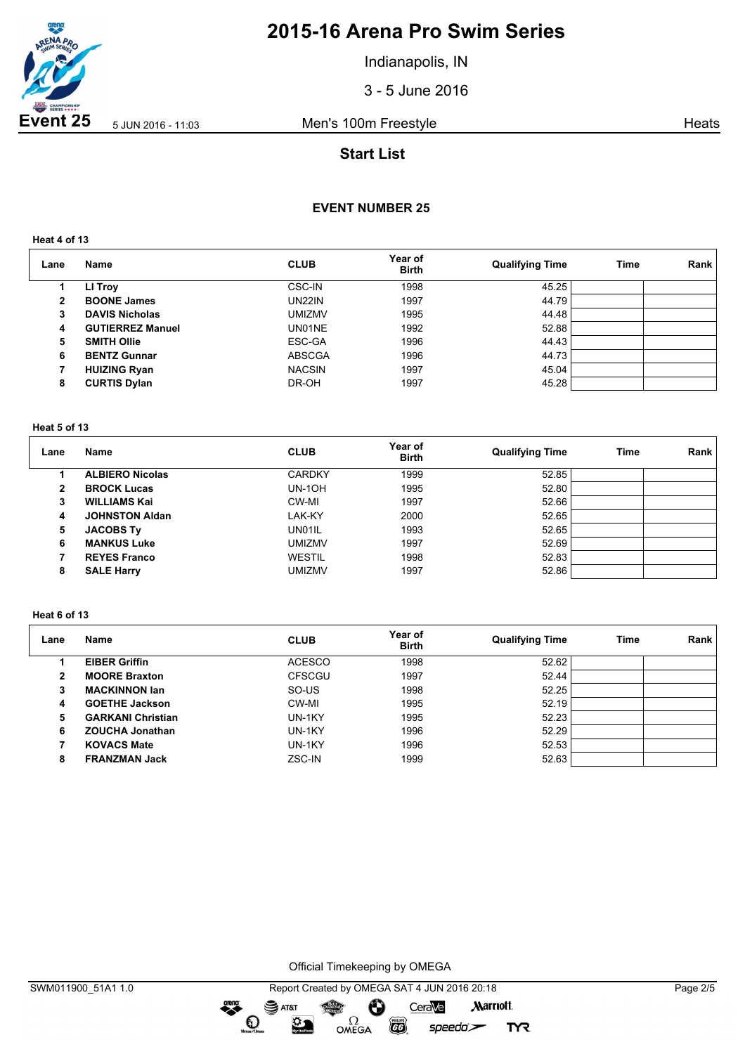# 2015-16 Arena Pro Swim Series

Indianapolis, IN

3 - 5 June 2016

**Event 25** 5 JUN 2016 - 11:03 Men's 100m Freestyle Heats

## Start List

### EVENT NUMBER 25

**Heat 4 of 13**

| Lane | Name | CLUB | Year of Birth | Qualifying Time | Time | Rank |
|---|---|---|---|---|---|---|
| 1 | **LI Troy** | CSC-IN | 1998 | 45.25 | | |
| 2 | **BOONE James** | UN22IN | 1997 | 44.79 | | |
| 3 | **DAVIS Nicholas** | UMIZMV | 1995 | 44.48 | | |
| 4 | **GUTIERREZ Manuel** | UN01NE | 1992 | 52.88 | | |
| 5 | **SMITH Ollie** | ESC-GA | 1996 | 44.43 | | |
| 6 | **BENTZ Gunnar** | ABSCGA | 1996 | 44.73 | | |
| 7 | **HUIZING Ryan** | NACSIN | 1997 | 45.04 | | |
| 8 | **CURTIS Dylan** | DR-OH | 1997 | 45.28 | | |

**Heat 5 of 13**

| Lane | Name | CLUB | Year of Birth | Qualifying Time | Time | Rank |
|---|---|---|---|---|---|---|
| 1 | **ALBIERO Nicolas** | CARDKY | 1999 | 52.85 | | |
| 2 | **BROCK Lucas** | UN-1OH | 1995 | 52.80 | | |
| 3 | **WILLIAMS Kai** | CW-MI | 1997 | 52.66 | | |
| 4 | **JOHNSTON Aldan** | LAK-KY | 2000 | 52.65 | | |
| 5 | **JACOBS Ty** | UN01IL | 1993 | 52.65 | | |
| 6 | **MANKUS Luke** | UMIZMV | 1997 | 52.69 | | |
| 7 | **REYES Franco** | WESTIL | 1998 | 52.83 | | |
| 8 | **SALE Harry** | UMIZMV | 1997 | 52.86 | | |

**Heat 6 of 13**

| Lane | Name | CLUB | Year of Birth | Qualifying Time | Time | Rank |
|---|---|---|---|---|---|---|
| 1 | **EIBER Griffin** | ACESCO | 1998 | 52.62 | | |
| 2 | **MOORE Braxton** | CFSCGU | 1997 | 52.44 | | |
| 3 | **MACKINNON Ian** | SO-US | 1998 | 52.25 | | |
| 4 | **GOETHE Jackson** | CW-MI | 1995 | 52.19 | | |
| 5 | **GARKANI Christian** | UN-1KY | 1995 | 52.23 | | |
| 6 | **ZOUCHA Jonathan** | UN-1KY | 1996 | 52.29 | | |
| 7 | **KOVACS Mate** | UN-1KY | 1996 | 52.53 | | |
| 8 | **FRANZMAN Jack** | ZSC-IN | 1999 | 52.63 | | |

Official Timekeeping by OMEGA

SWM011900_51A1 1.0 Report Created by OMEGA SAT 4 JUN 2016 20:18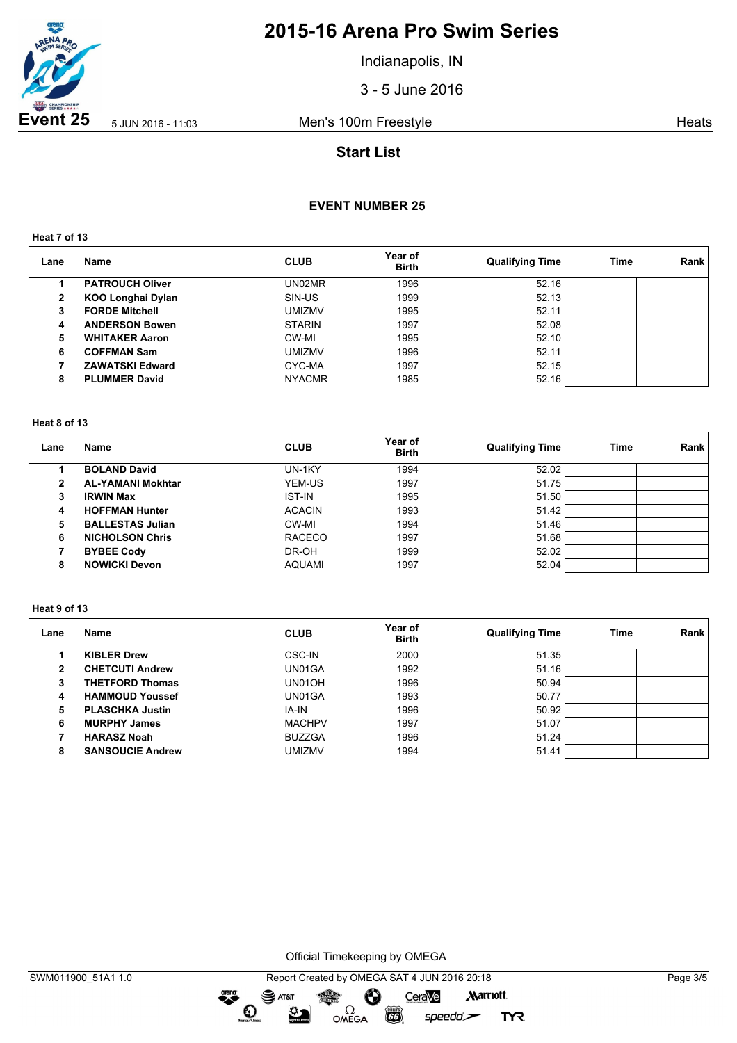# 2015-16 Arena Pro Swim Series

Indianapolis, IN

3 - 5 June 2016

**Event 25** 5 JUN 2016 - 11:03 Men's 100m Freestyle Heats

## Start List

### EVENT NUMBER 25

**Heat 7 of 13**

| Lane | Name | CLUB | Year of Birth | Qualifying Time | Time | Rank |
|---|---|---|---|---|---|---|
| 1 | **PATROUCH Oliver** | UN02MR | 1996 | 52.16 | | |
| 2 | **KOO Longhai Dylan** | SIN-US | 1999 | 52.13 | | |
| 3 | **FORDE Mitchell** | UMIZMV | 1995 | 52.11 | | |
| 4 | **ANDERSON Bowen** | STARIN | 1997 | 52.08 | | |
| 5 | **WHITAKER Aaron** | CW-MI | 1995 | 52.10 | | |
| 6 | **COFFMAN Sam** | UMIZMV | 1996 | 52.11 | | |
| 7 | **ZAWATSKI Edward** | CYC-MA | 1997 | 52.15 | | |
| 8 | **PLUMMER David** | NYACMR | 1985 | 52.16 | | |

**Heat 8 of 13**

| Lane | Name | CLUB | Year of Birth | Qualifying Time | Time | Rank |
|---|---|---|---|---|---|---|
| 1 | **BOLAND David** | UN-1KY | 1994 | 52.02 | | |
| 2 | **AL-YAMANI Mokhtar** | YEM-US | 1997 | 51.75 | | |
| 3 | **IRWIN Max** | IST-IN | 1995 | 51.50 | | |
| 4 | **HOFFMAN Hunter** | ACACIN | 1993 | 51.42 | | |
| 5 | **BALLESTAS Julian** | CW-MI | 1994 | 51.46 | | |
| 6 | **NICHOLSON Chris** | RACECO | 1997 | 51.68 | | |
| 7 | **BYBEE Cody** | DR-OH | 1999 | 52.02 | | |
| 8 | **NOWICKI Devon** | AQUAMI | 1997 | 52.04 | | |

**Heat 9 of 13**

| Lane | Name | CLUB | Year of Birth | Qualifying Time | Time | Rank |
|---|---|---|---|---|---|---|
| 1 | **KIBLER Drew** | CSC-IN | 2000 | 51.35 | | |
| 2 | **CHETCUTI Andrew** | UN01GA | 1992 | 51.16 | | |
| 3 | **THETFORD Thomas** | UN01OH | 1996 | 50.94 | | |
| 4 | **HAMMOUD Youssef** | UN01GA | 1993 | 50.77 | | |
| 5 | **PLASCHKA Justin** | IA-IN | 1996 | 50.92 | | |
| 6 | **MURPHY James** | MACHPV | 1997 | 51.07 | | |
| 7 | **HARASZ Noah** | BUZZGA | 1996 | 51.24 | | |
| 8 | **SANSOUCIE Andrew** | UMIZMV | 1994 | 51.41 | | |

Official Timekeeping by OMEGA

SWM011900_51A1 1.0 Report Created by OMEGA SAT 4 JUN 2016 20:18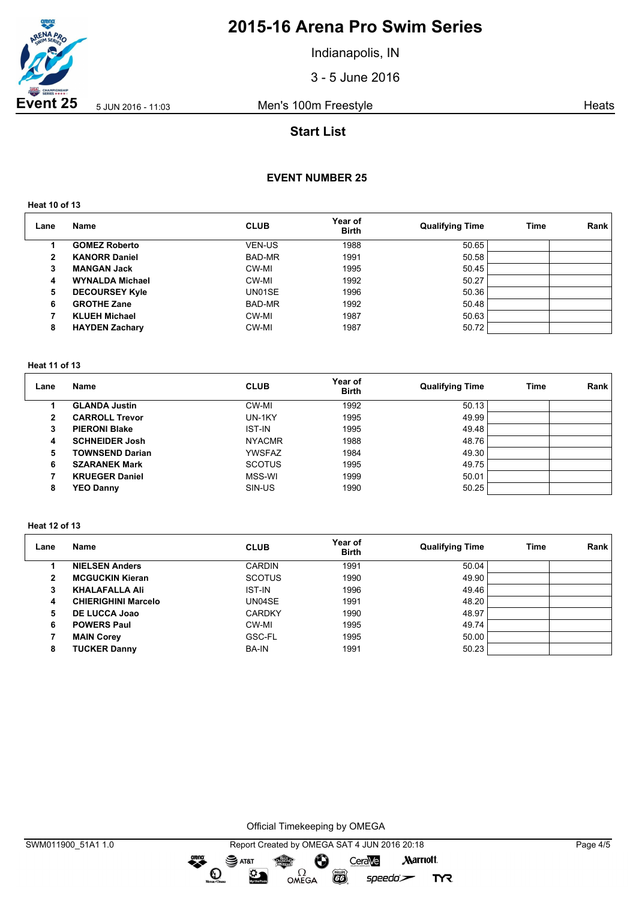# 2015-16 Arena Pro Swim Series

Indianapolis, IN

3 - 5 June 2016

**Event 25** 5 JUN 2016 - 11:03 Men's 100m Freestyle Heats

## Start List

### EVENT NUMBER 25

**Heat 10 of 13**

| Lane | Name | CLUB | Year of Birth | Qualifying Time | Time | Rank |
|---|---|---|---|---|---|---|
| 1 | **GOMEZ Roberto** | VEN-US | 1988 | 50.65 | | |
| 2 | **KANORR Daniel** | BAD-MR | 1991 | 50.58 | | |
| 3 | **MANGAN Jack** | CW-MI | 1995 | 50.45 | | |
| 4 | **WYNALDA Michael** | CW-MI | 1992 | 50.27 | | |
| 5 | **DECOURSEY Kyle** | UN01SE | 1996 | 50.36 | | |
| 6 | **GROTHE Zane** | BAD-MR | 1992 | 50.48 | | |
| 7 | **KLUEH Michael** | CW-MI | 1987 | 50.63 | | |
| 8 | **HAYDEN Zachary** | CW-MI | 1987 | 50.72 | | |

**Heat 11 of 13**

| Lane | Name | CLUB | Year of Birth | Qualifying Time | Time | Rank |
|---|---|---|---|---|---|---|
| 1 | **GLANDA Justin** | CW-MI | 1992 | 50.13 | | |
| 2 | **CARROLL Trevor** | UN-1KY | 1995 | 49.99 | | |
| 3 | **PIERONI Blake** | IST-IN | 1995 | 49.48 | | |
| 4 | **SCHNEIDER Josh** | NYACMR | 1988 | 48.76 | | |
| 5 | **TOWNSEND Darian** | YWSFAZ | 1984 | 49.30 | | |
| 6 | **SZARANEK Mark** | SCOTUS | 1995 | 49.75 | | |
| 7 | **KRUEGER Daniel** | MSS-WI | 1999 | 50.01 | | |
| 8 | **YEO Danny** | SIN-US | 1990 | 50.25 | | |

**Heat 12 of 13**

| Lane | Name | CLUB | Year of Birth | Qualifying Time | Time | Rank |
|---|---|---|---|---|---|---|
| 1 | **NIELSEN Anders** | CARDIN | 1991 | 50.04 | | |
| 2 | **MCGUCKIN Kieran** | SCOTUS | 1990 | 49.90 | | |
| 3 | **KHALAFALLA Ali** | IST-IN | 1996 | 49.46 | | |
| 4 | **CHIERIGHINI Marcelo** | UN04SE | 1991 | 48.20 | | |
| 5 | **DE LUCCA Joao** | CARDKY | 1990 | 48.97 | | |
| 6 | **POWERS Paul** | CW-MI | 1995 | 49.74 | | |
| 7 | **MAIN Corey** | GSC-FL | 1995 | 50.00 | | |
| 8 | **TUCKER Danny** | BA-IN | 1991 | 50.23 | | |

Official Timekeeping by OMEGA

SWM011900_51A1 1.0 Report Created by OMEGA SAT 4 JUN 2016 20:18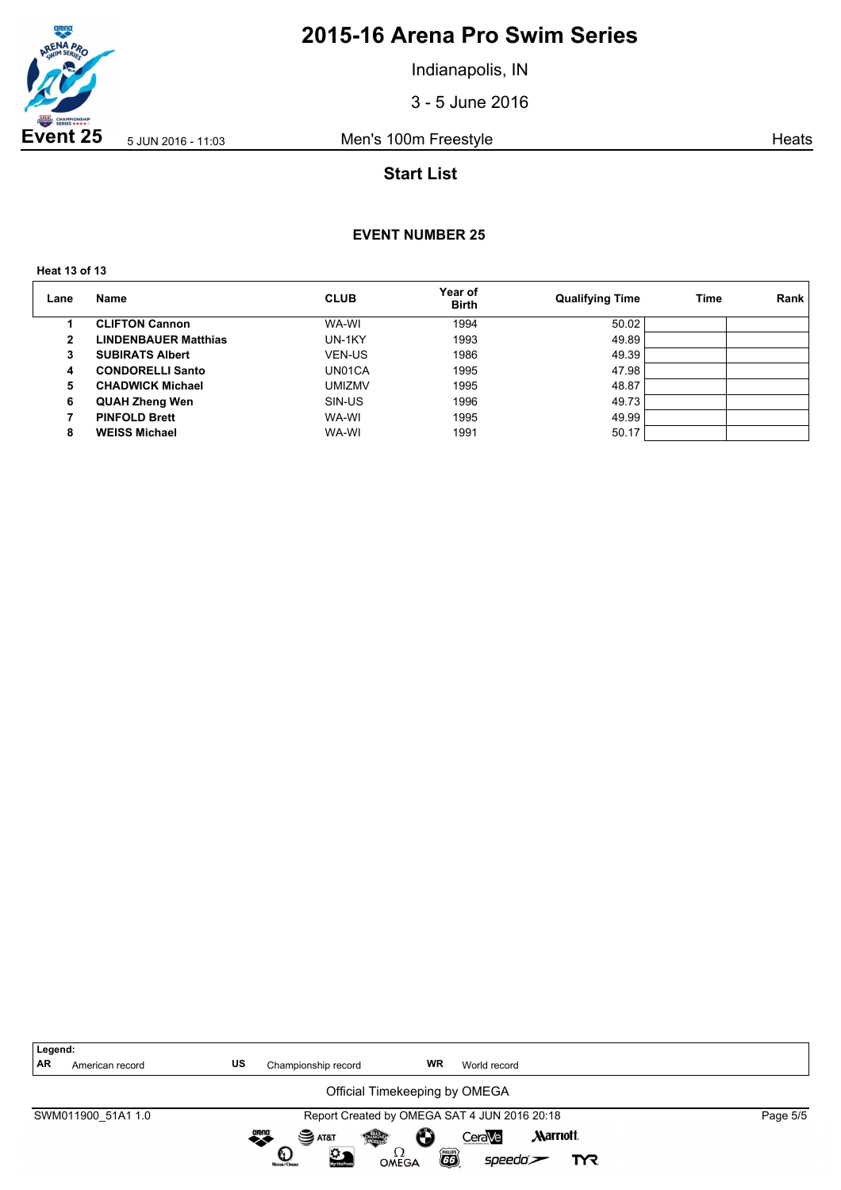# 2015-16 Arena Pro Swim Series

Indianapolis, IN

3 - 5 June 2016

**Event 25** 5 JUN 2016 - 11:03 Men's 100m Freestyle Heats

## Start List

### EVENT NUMBER 25

**Heat 13 of 13**

| Lane | Name | CLUB | Year of Birth | Qualifying Time | Time | Rank |
|---|---|---|---|---|---|---|
| 1 | **CLIFTON Cannon** | WA-WI | 1994 | 50.02 | | |
| 2 | **LINDENBAUER Matthias** | UN-1KY | 1993 | 49.89 | | |
| 3 | **SUBIRATS Albert** | VEN-US | 1986 | 49.39 | | |
| 4 | **CONDORELLI Santo** | UN01CA | 1995 | 47.98 | | |
| 5 | **CHADWICK Michael** | UMIZMV | 1995 | 48.87 | | |
| 6 | **QUAH Zheng Wen** | SIN-US | 1996 | 49.73 | | |
| 7 | **PINFOLD Brett** | WA-WI | 1995 | 49.99 | | |
| 8 | **WEISS Michael** | WA-WI | 1991 | 50.17 | | |

**Legend:**

| | | | | | |
|---|---|---|---|---|---|
| **AR** | American record | **US** | Championship record | **WR** | World record |

Official Timekeeping by OMEGA

SWM011900_51A1 1.0 Report Created by OMEGA SAT 4 JUN 2016 20:18